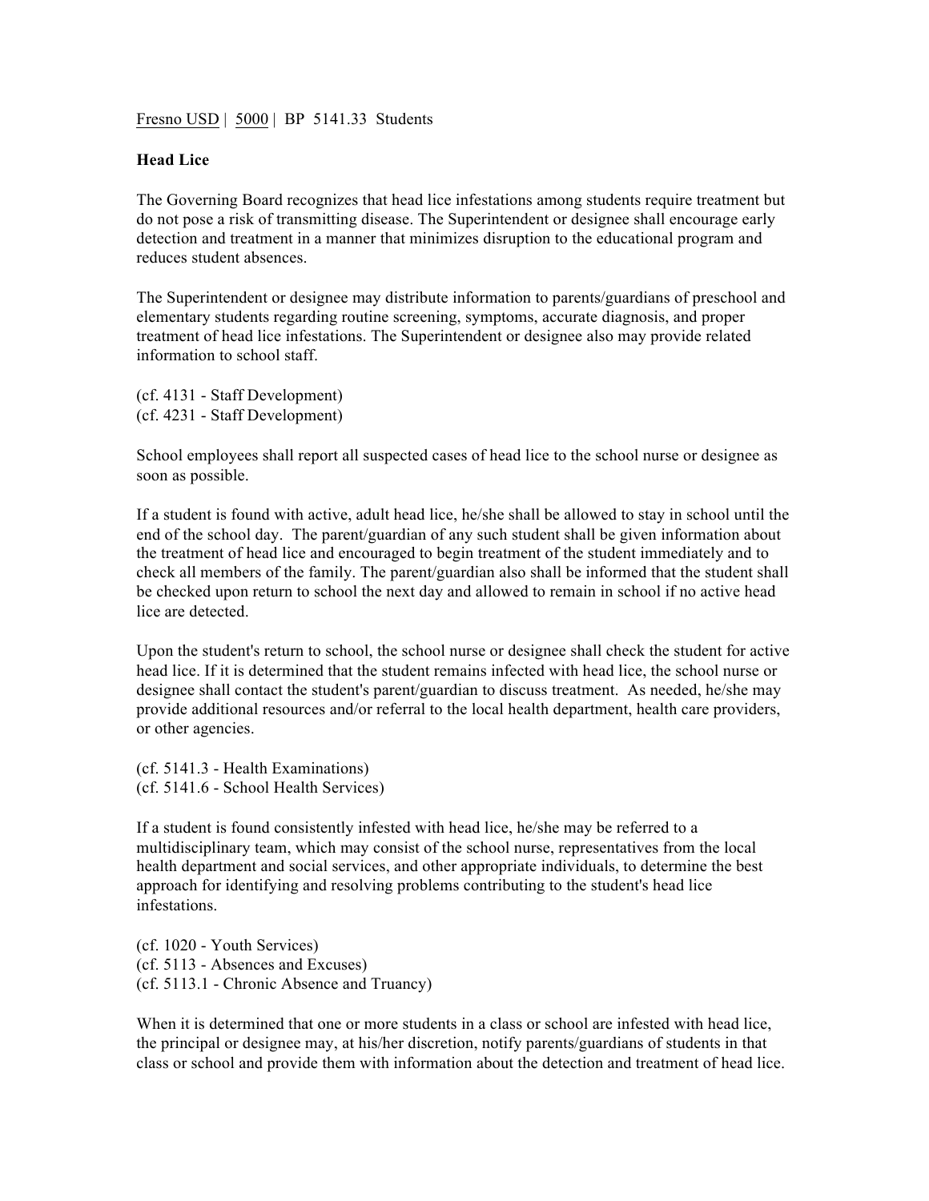Fresno USD | 5000 | BP 5141.33 Students

**Head Lice**

The Governing Board recognizes that head lice infestations among students require treatment but do not pose a risk of transmitting disease. The Superintendent or designee shall encourage early detection and treatment in a manner that minimizes disruption to the educational program and reduces student absences.

The Superintendent or designee may distribute information to parents/guardians of preschool and elementary students regarding routine screening, symptoms, accurate diagnosis, and proper treatment of head lice infestations. The Superintendent or designee also may provide related information to school staff.

(cf. 4131 - Staff Development)
(cf. 4231 - Staff Development)

School employees shall report all suspected cases of head lice to the school nurse or designee as soon as possible.

If a student is found with active, adult head lice, he/she shall be allowed to stay in school until the end of the school day. The parent/guardian of any such student shall be given information about the treatment of head lice and encouraged to begin treatment of the student immediately and to check all members of the family. The parent/guardian also shall be informed that the student shall be checked upon return to school the next day and allowed to remain in school if no active head lice are detected.

Upon the student's return to school, the school nurse or designee shall check the student for active head lice. If it is determined that the student remains infected with head lice, the school nurse or designee shall contact the student's parent/guardian to discuss treatment. As needed, he/she may provide additional resources and/or referral to the local health department, health care providers, or other agencies.

(cf. 5141.3 - Health Examinations)
(cf. 5141.6 - School Health Services)

If a student is found consistently infested with head lice, he/she may be referred to a multidisciplinary team, which may consist of the school nurse, representatives from the local health department and social services, and other appropriate individuals, to determine the best approach for identifying and resolving problems contributing to the student's head lice infestations.

(cf. 1020 - Youth Services)
(cf. 5113 - Absences and Excuses)
(cf. 5113.1 - Chronic Absence and Truancy)

When it is determined that one or more students in a class or school are infested with head lice, the principal or designee may, at his/her discretion, notify parents/guardians of students in that class or school and provide them with information about the detection and treatment of head lice.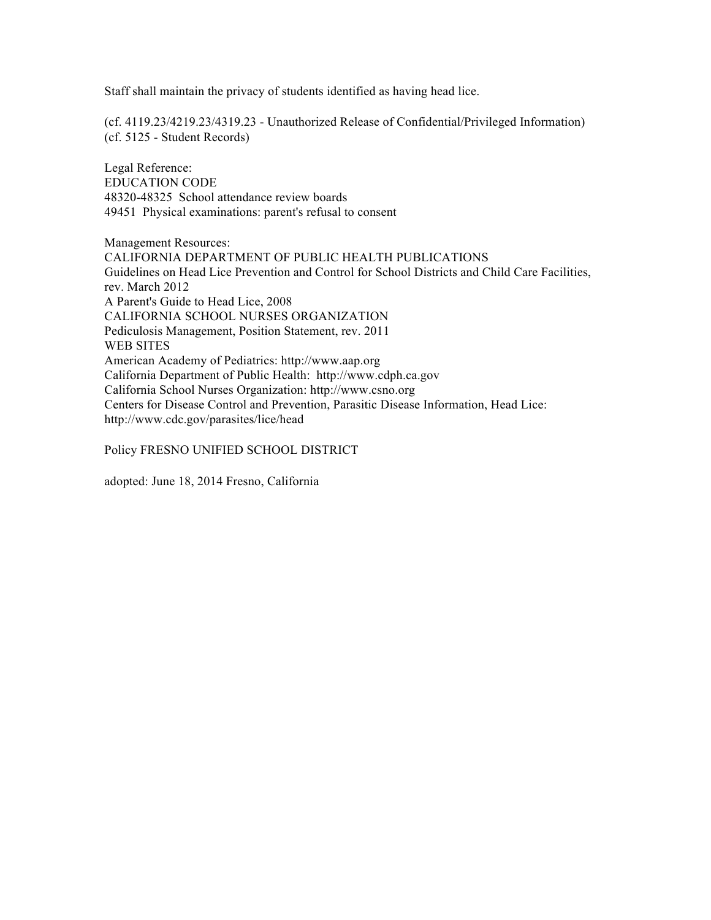Staff shall maintain the privacy of students identified as having head lice.

(cf. 4119.23/4219.23/4319.23 - Unauthorized Release of Confidential/Privileged Information)
(cf. 5125 - Student Records)

Legal Reference:
EDUCATION CODE
48320-48325 School attendance review boards
49451 Physical examinations: parent's refusal to consent

Management Resources:
CALIFORNIA DEPARTMENT OF PUBLIC HEALTH PUBLICATIONS
Guidelines on Head Lice Prevention and Control for School Districts and Child Care Facilities, rev. March 2012
A Parent's Guide to Head Lice, 2008
CALIFORNIA SCHOOL NURSES ORGANIZATION
Pediculosis Management, Position Statement, rev. 2011
WEB SITES
American Academy of Pediatrics: http://www.aap.org
California Department of Public Health: http://www.cdph.ca.gov
California School Nurses Organization: http://www.csno.org
Centers for Disease Control and Prevention, Parasitic Disease Information, Head Lice: http://www.cdc.gov/parasites/lice/head

Policy FRESNO UNIFIED SCHOOL DISTRICT

adopted: June 18, 2014 Fresno, California